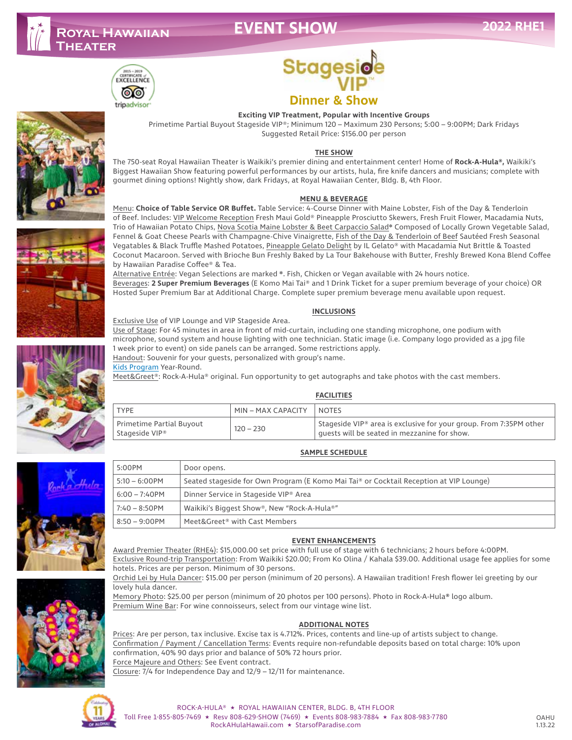# Royal Hawaiian Theater

## EVENT SHOW

2022 RHE1

2015 – 2019 Certificate of Excellence tripadvisor

# Stageside VIP™

## Dinner & Show

**Exciting VIP Treatment, Popular with Incentive Groups**

Primetime Partial Buyout Stageside VIP®; Minimum 120 – Maximum 230 Persons; 5:00 – 9:00PM; Dark Fridays

Suggested Retail Price: $156.00 per person

### THE SHOW

The 750-seat Royal Hawaiian Theater is Waikiki's premier dining and entertainment center! Home of **Rock-A-Hula®,** Waikiki's Biggest Hawaiian Show featuring powerful performances by our artists, hula, fire knife dancers and musicians; complete with gourmet dining options! Nightly show, dark Fridays, at Royal Hawaiian Center, Bldg. B, 4th Floor.

### MENU & BEVERAGE

Menu: **Choice of Table Service OR Buffet.** Table Service: 4-Course Dinner with Maine Lobster, Fish of the Day & Tenderloin of Beef. Includes: VIP Welcome Reception Fresh Maui Gold® Pineapple Prosciutto Skewers, Fresh Fruit Flower, Macadamia Nuts, Trio of Hawaiian Potato Chips, Nova Scotia Maine Lobster & Beet Carpaccio Salad* Composed of Locally Grown Vegetable Salad, Fennel & Goat Cheese Pearls with Champagne-Chive Vinaigrette, Fish of the Day & Tenderloin of Beef Sautéed Fresh Seasonal Vegatables & Black Truffle Mashed Potatoes, Pineapple Gelato Delight by IL Gelato® with Macadamia Nut Brittle & Toasted Coconut Macaroon. Served with Brioche Bun Freshly Baked by La Tour Bakehouse with Butter, Freshly Brewed Kona Blend Coffee by Hawaiian Paradise Coffee® & Tea.

Alternative Entrée: Vegan Selections are marked *. Fish, Chicken or Vegan available with 24 hours notice.

Beverages: **2 Super Premium Beverages** (E Komo Mai Tai® and 1 Drink Ticket for a super premium beverage of your choice) OR Hosted Super Premium Bar at Additional Charge. Complete super premium beverage menu available upon request.

### INCLUSIONS

Exclusive Use of VIP Lounge and VIP Stageside Area.

Use of Stage: For 45 minutes in area in front of mid-curtain, including one standing microphone, one podium with microphone, sound system and house lighting with one technician. Static image (i.e. Company logo provided as a jpg file 1 week prior to event) on side panels can be arranged. Some restrictions apply.

Handout: Souvenir for your guests, personalized with group's name.

Kids Program Year-Round.

Meet&Greet®: Rock-A-Hula® original. Fun opportunity to get autographs and take photos with the cast members.

### FACILITIES

| TYPE | MIN – MAX CAPACITY | NOTES |
|---|---|---|
| Primetime Partial Buyout Stageside VIP® | 120 – 230 | Stageside VIP® area is exclusive for your group. From 7:35PM other guests will be seated in mezzanine for show. |

### SAMPLE SCHEDULE

| | |
|---|---|
| 5:00PM | Door opens. |
| 5:10 – 6:00PM | Seated stageside for Own Program (E Komo Mai Tai® or Cocktail Reception at VIP Lounge) |
| 6:00 – 7:40PM | Dinner Service in Stageside VIP® Area |
| 7:40 – 8:50PM | Waikiki's Biggest Show®, New "Rock-A-Hula®" |
| 8:50 – 9:00PM | Meet&Greet® with Cast Members |

### EVENT ENHANCEMENTS

Award Premier Theater (RHE4): $15,000.00 set price with full use of stage with 6 technicians; 2 hours before 4:00PM.

Exclusive Round-trip Transportation: From Waikiki $20.00; From Ko Olina / Kahala $39.00. Additional usage fee applies for some hotels. Prices are per person. Minimum of 30 persons.

Orchid Lei by Hula Dancer: $15.00 per person (minimum of 20 persons). A Hawaiian tradition! Fresh flower lei greeting by our lovely hula dancer.

Memory Photo: $25.00 per person (minimum of 20 photos per 100 persons). Photo in Rock-A-Hula® logo album.

Premium Wine Bar: For wine connoisseurs, select from our vintage wine list.

### ADDITIONAL NOTES

Prices: Are per person, tax inclusive. Excise tax is 4.712%. Prices, contents and line-up of artists subject to change.

Confirmation / Payment / Cancellation Terms: Events require non-refundable deposits based on total charge: 10% upon confirmation, 40% 90 days prior and balance of 50% 72 hours prior.

Force Majeure and Others: See Event contract.

Closure: 7/4 for Independence Day and 12/9 – 12/11 for maintenance.

Celebrating 11 Years of Aloha!

ROCK-A-HULA® ★ ROYAL HAWAIIAN CENTER, BLDG. B, 4TH FLOOR
Toll Free 1-855-805-7469 ★ Resv 808-629-SHOW (7469) ★ Events 808-983-7884 ★ Fax 808-983-7780
RockAHulaHawaii.com ★ StarsofParadise.com

OAHU 1.13.22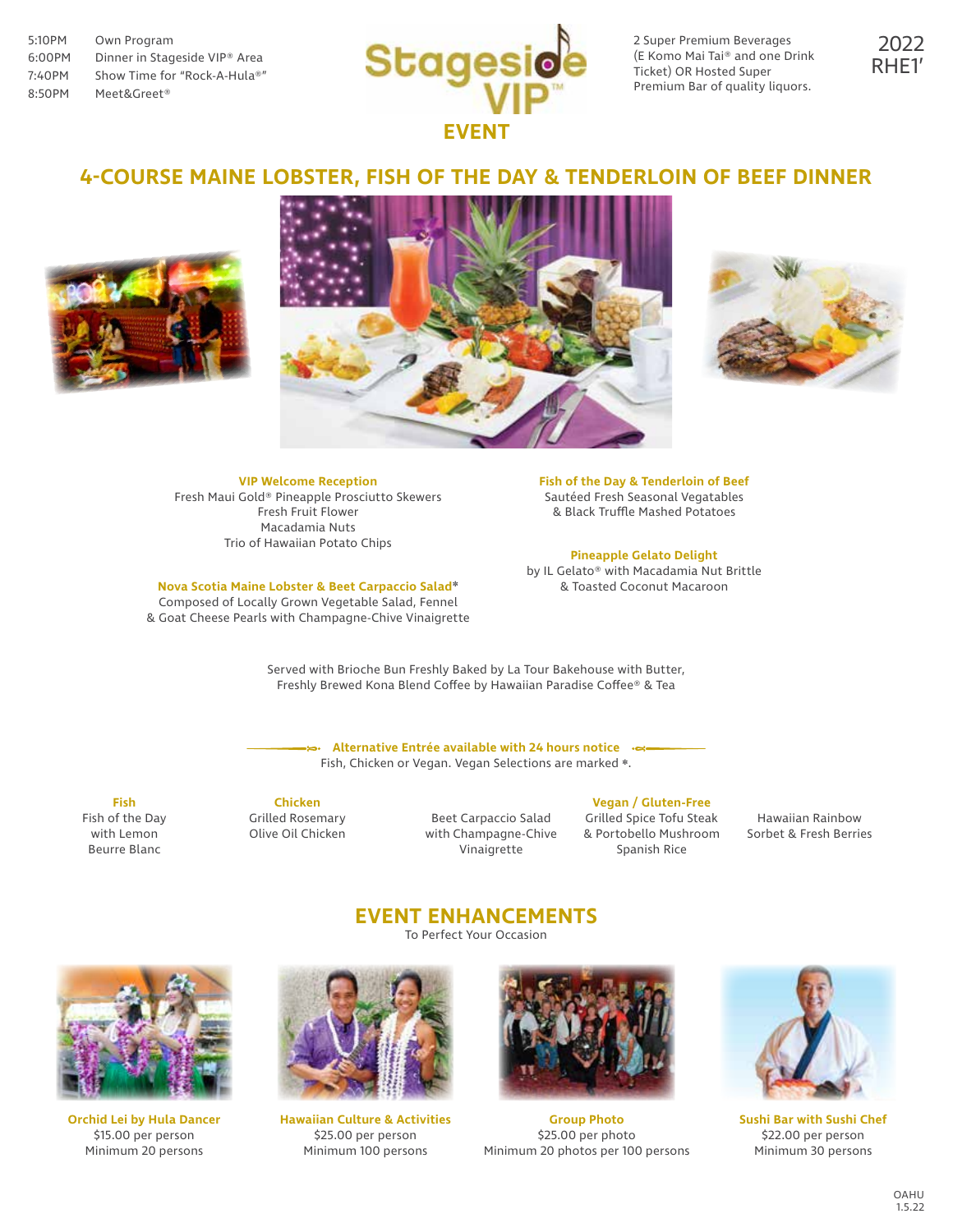5:10PM Own Program
6:00PM Dinner in Stageside VIP® Area
7:40PM Show Time for "Rock-A-Hula®"
8:50PM Meet&Greet®

Stageside VIP™

EVENT

2 Super Premium Beverages (E Komo Mai Tai® and one Drink Ticket) OR Hosted Super Premium Bar of quality liquors.

2022
RHE1'

# 4-COURSE MAINE LOBSTER, FISH OF THE DAY & TENDERLOIN OF BEEF DINNER

**VIP Welcome Reception**
Fresh Maui Gold® Pineapple Prosciutto Skewers
Fresh Fruit Flower
Macadamia Nuts
Trio of Hawaiian Potato Chips

**Nova Scotia Maine Lobster & Beet Carpaccio Salad***
Composed of Locally Grown Vegetable Salad, Fennel
& Goat Cheese Pearls with Champagne-Chive Vinaigrette

**Fish of the Day & Tenderloin of Beef**
Sautéed Fresh Seasonal Vegatables
& Black Truffle Mashed Potatoes

**Pineapple Gelato Delight**
by IL Gelato® with Macadamia Nut Brittle
& Toasted Coconut Macaroon

Served with Brioche Bun Freshly Baked by La Tour Bakehouse with Butter,
Freshly Brewed Kona Blend Coffee by Hawaiian Paradise Coffee® & Tea

**Alternative Entrée available with 24 hours notice**
Fish, Chicken or Vegan. Vegan Selections are marked *.

| Fish | Chicken | | Vegan / Gluten-Free | |
|---|---|---|---|---|
| Fish of the Day with Lemon Beurre Blanc | Grilled Rosemary Olive Oil Chicken | Beet Carpaccio Salad with Champagne-Chive Vinaigrette | Grilled Spice Tofu Steak & Portobello Mushroom Spanish Rice | Hawaiian Rainbow Sorbet & Fresh Berries |

## EVENT ENHANCEMENTS

To Perfect Your Occasion

**Orchid Lei by Hula Dancer**
$15.00 per person
Minimum 20 persons

**Hawaiian Culture & Activities**
$25.00 per person
Minimum 100 persons

**Group Photo**
$25.00 per photo
Minimum 20 photos per 100 persons

**Sushi Bar with Sushi Chef**
$22.00 per person
Minimum 30 persons

OAHU
1.5.22